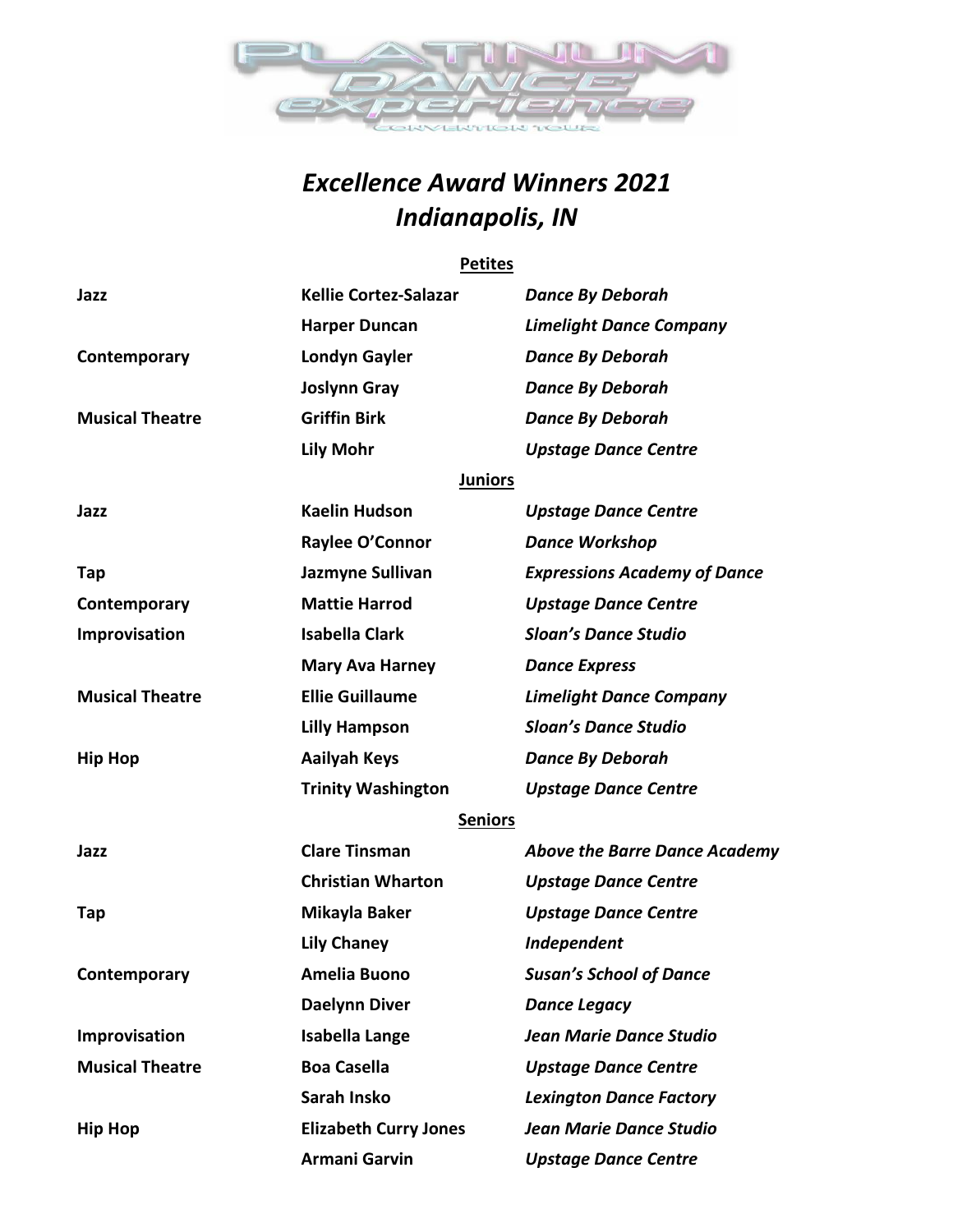PLATINUM DANCE experience CONVENTION TOUR

# *Excellence Award Winners 2021*
# *Indianapolis, IN*

## Petites

| | | |
|---|---|---|
| **Jazz** | **Kellie Cortez-Salazar** | ***Dance By Deborah*** |
| | **Harper Duncan** | ***Limelight Dance Company*** |
| **Contemporary** | **Londyn Gayler** | ***Dance By Deborah*** |
| | **Joslynn Gray** | ***Dance By Deborah*** |
| **Musical Theatre** | **Griffin Birk** | ***Dance By Deborah*** |
| | **Lily Mohr** | ***Upstage Dance Centre*** |

## Juniors

| | | |
|---|---|---|
| **Jazz** | **Kaelin Hudson** | ***Upstage Dance Centre*** |
| | **Raylee O'Connor** | ***Dance Workshop*** |
| **Tap** | **Jazmyne Sullivan** | ***Expressions Academy of Dance*** |
| **Contemporary** | **Mattie Harrod** | ***Upstage Dance Centre*** |
| **Improvisation** | **Isabella Clark** | ***Sloan's Dance Studio*** |
| | **Mary Ava Harney** | ***Dance Express*** |
| **Musical Theatre** | **Ellie Guillaume** | ***Limelight Dance Company*** |
| | **Lilly Hampson** | ***Sloan's Dance Studio*** |
| **Hip Hop** | **Aailyah Keys** | ***Dance By Deborah*** |
| | **Trinity Washington** | ***Upstage Dance Centre*** |

## Seniors

| | | |
|---|---|---|
| **Jazz** | **Clare Tinsman** | ***Above the Barre Dance Academy*** |
| | **Christian Wharton** | ***Upstage Dance Centre*** |
| **Tap** | **Mikayla Baker** | ***Upstage Dance Centre*** |
| | **Lily Chaney** | ***Independent*** |
| **Contemporary** | **Amelia Buono** | ***Susan's School of Dance*** |
| | **Daelynn Diver** | ***Dance Legacy*** |
| **Improvisation** | **Isabella Lange** | ***Jean Marie Dance Studio*** |
| **Musical Theatre** | **Boa Casella** | ***Upstage Dance Centre*** |
| | **Sarah Insko** | ***Lexington Dance Factory*** |
| **Hip Hop** | **Elizabeth Curry Jones** | ***Jean Marie Dance Studio*** |
| | **Armani Garvin** | ***Upstage Dance Centre*** |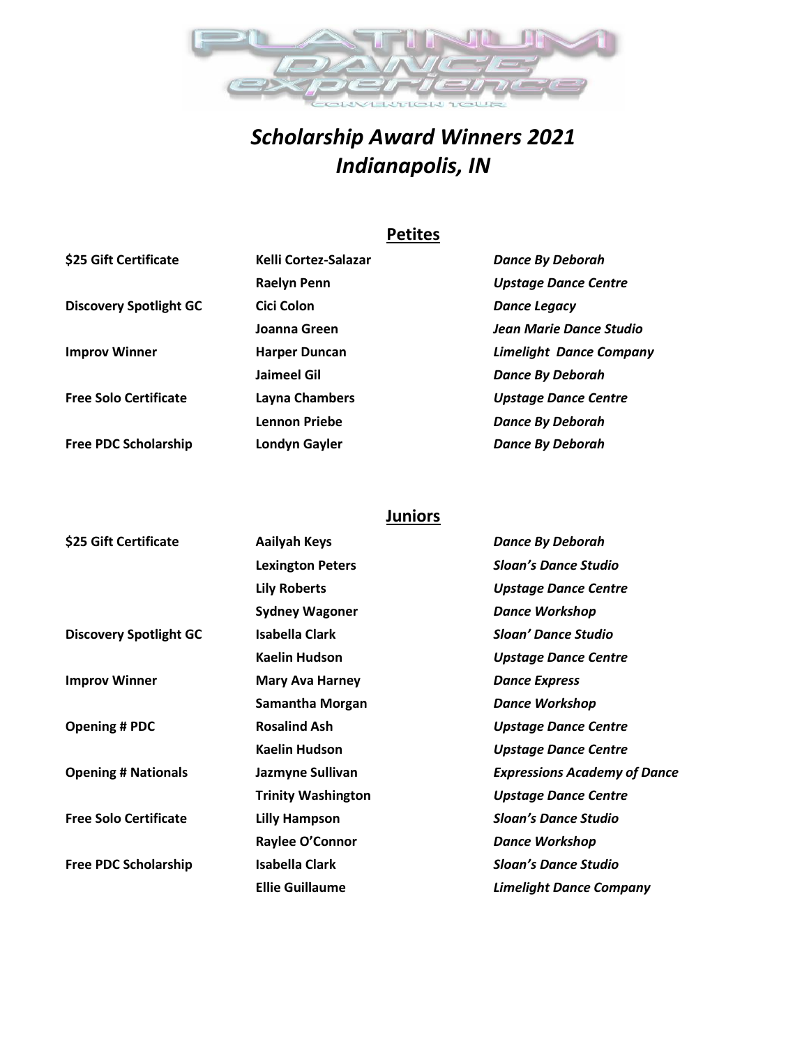# Scholarship Award Winners 2021
# Indianapolis, IN

## Petites

| Award | Name | Studio |
|---|---|---|
| **$25 Gift Certificate** | **Kelli Cortez-Salazar** | ***Dance By Deborah*** |
| | **Raelyn Penn** | ***Upstage Dance Centre*** |
| **Discovery Spotlight GC** | **Cici Colon** | ***Dance Legacy*** |
| | **Joanna Green** | ***Jean Marie Dance Studio*** |
| **Improv Winner** | **Harper Duncan** | ***Limelight Dance Company*** |
| | **Jaimeel Gil** | ***Dance By Deborah*** |
| **Free Solo Certificate** | **Layna Chambers** | ***Upstage Dance Centre*** |
| | **Lennon Priebe** | ***Dance By Deborah*** |
| **Free PDC Scholarship** | **Londyn Gayler** | ***Dance By Deborah*** |

## Juniors

| Award | Name | Studio |
|---|---|---|
| **$25 Gift Certificate** | **Aailyah Keys** | ***Dance By Deborah*** |
| | **Lexington Peters** | ***Sloan's Dance Studio*** |
| | **Lily Roberts** | ***Upstage Dance Centre*** |
| | **Sydney Wagoner** | ***Dance Workshop*** |
| **Discovery Spotlight GC** | **Isabella Clark** | ***Sloan' Dance Studio*** |
| | **Kaelin Hudson** | ***Upstage Dance Centre*** |
| **Improv Winner** | **Mary Ava Harney** | ***Dance Express*** |
| | **Samantha Morgan** | ***Dance Workshop*** |
| **Opening # PDC** | **Rosalind Ash** | ***Upstage Dance Centre*** |
| | **Kaelin Hudson** | ***Upstage Dance Centre*** |
| **Opening # Nationals** | **Jazmyne Sullivan** | ***Expressions Academy of Dance*** |
| | **Trinity Washington** | ***Upstage Dance Centre*** |
| **Free Solo Certificate** | **Lilly Hampson** | ***Sloan's Dance Studio*** |
| | **Raylee O'Connor** | ***Dance Workshop*** |
| **Free PDC Scholarship** | **Isabella Clark** | ***Sloan's Dance Studio*** |
| | **Ellie Guillaume** | ***Limelight Dance Company*** |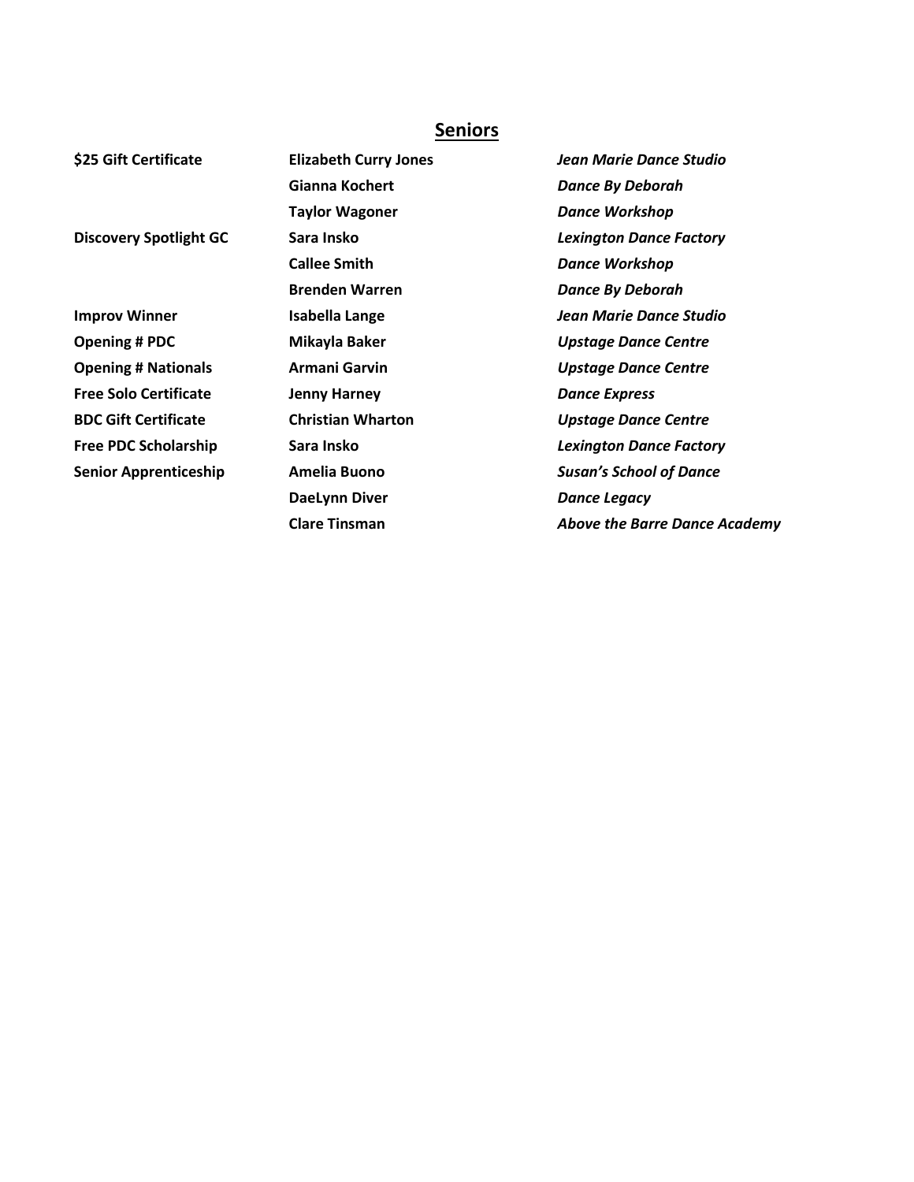## Seniors

| | | |
|---|---|---|
| **$25 Gift Certificate** | **Elizabeth Curry Jones** | ***Jean Marie Dance Studio*** |
| | **Gianna Kochert** | ***Dance By Deborah*** |
| | **Taylor Wagoner** | ***Dance Workshop*** |
| **Discovery Spotlight GC** | **Sara Insko** | ***Lexington Dance Factory*** |
| | **Callee Smith** | ***Dance Workshop*** |
| | **Brenden Warren** | ***Dance By Deborah*** |
| **Improv Winner** | **Isabella Lange** | ***Jean Marie Dance Studio*** |
| **Opening # PDC** | **Mikayla Baker** | ***Upstage Dance Centre*** |
| **Opening # Nationals** | **Armani Garvin** | ***Upstage Dance Centre*** |
| **Free Solo Certificate** | **Jenny Harney** | ***Dance Express*** |
| **BDC Gift Certificate** | **Christian Wharton** | ***Upstage Dance Centre*** |
| **Free PDC Scholarship** | **Sara Insko** | ***Lexington Dance Factory*** |
| **Senior Apprenticeship** | **Amelia Buono** | ***Susan's School of Dance*** |
| | **DaeLynn Diver** | ***Dance Legacy*** |
| | **Clare Tinsman** | ***Above the Barre Dance Academy*** |